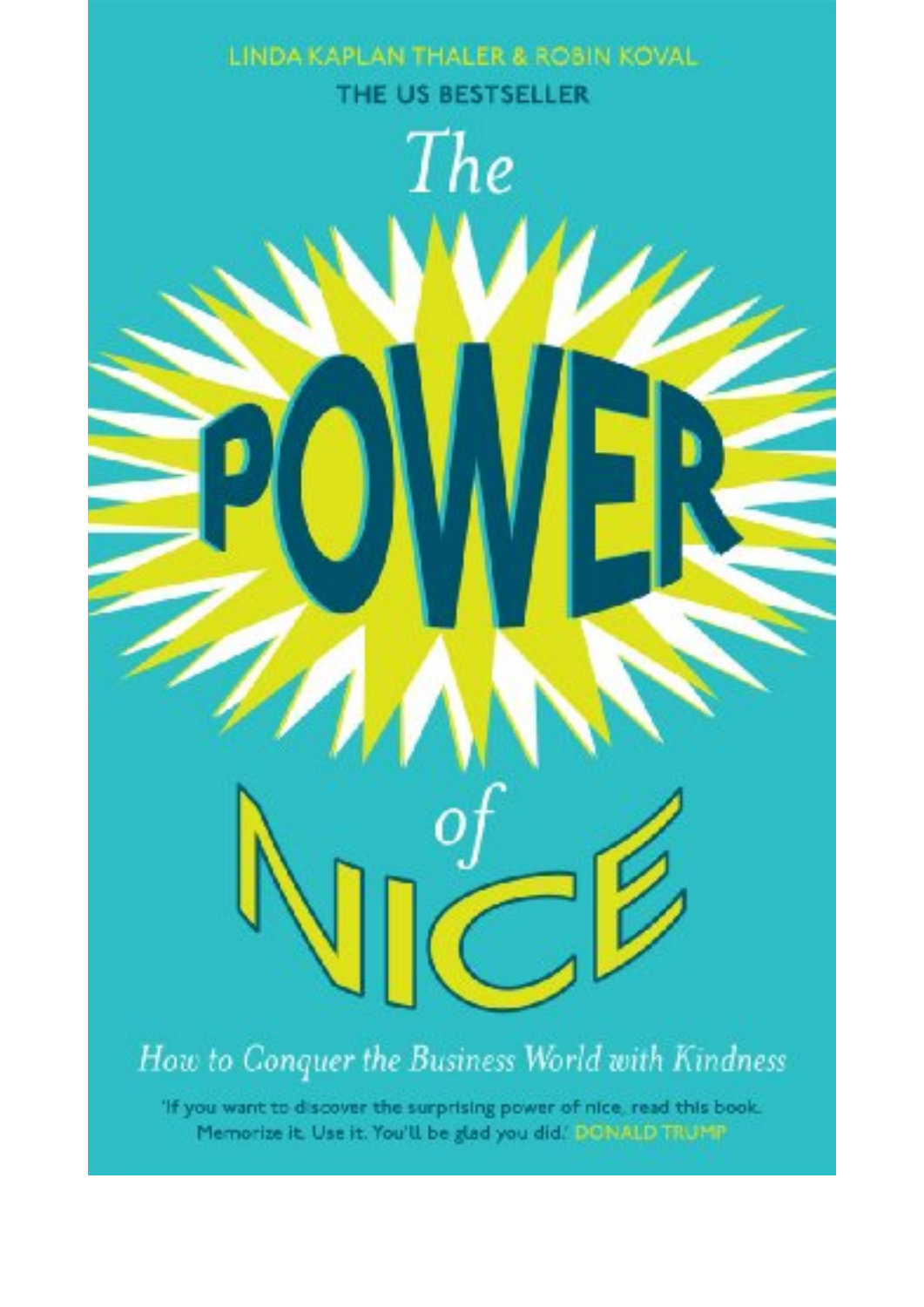LINDA KAPLAN THALER & ROBIN KOVAL

THE US BESTSELLER

# The POWER of NICE

*How to Conquer the Business World with Kindness*

'If you want to discover the surprising power of nice, read this book. Memorize it. Use it. You'll be glad you did.' DONALD TRUMP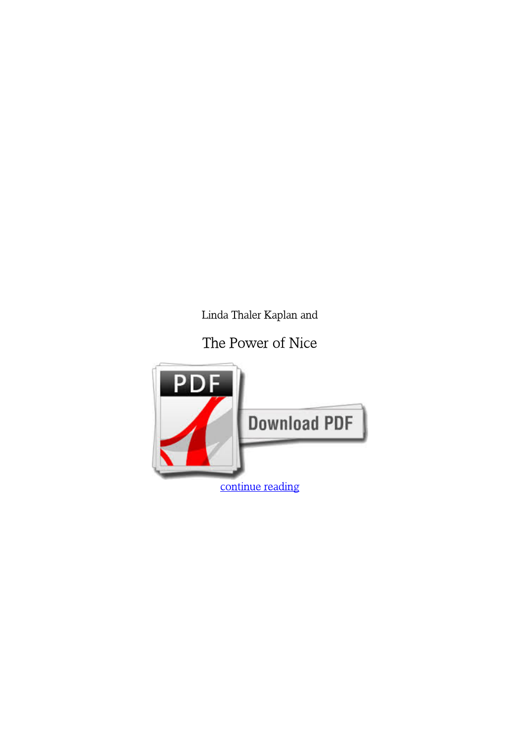Linda Thaler Kaplan and

The Power of Nice

continue reading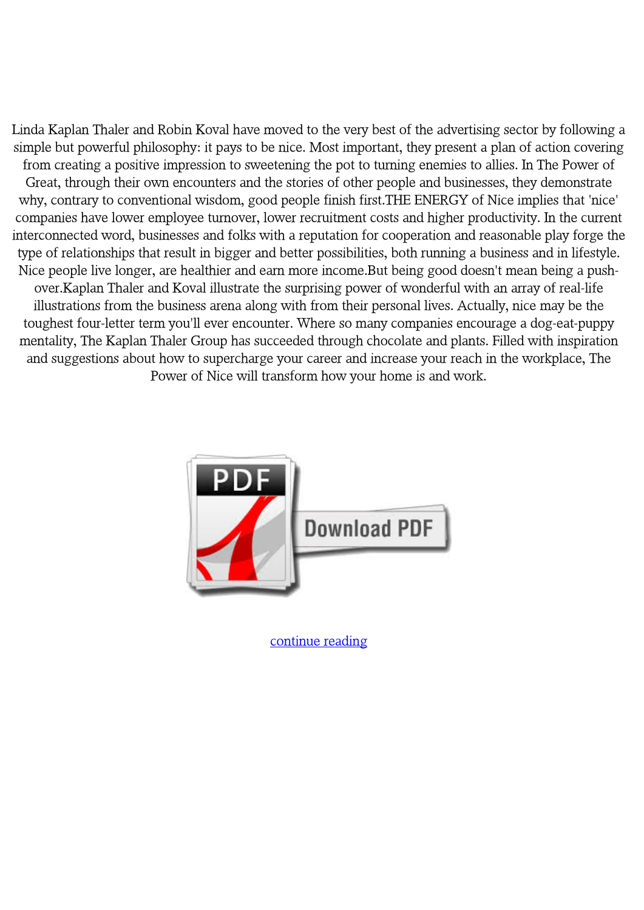Linda Kaplan Thaler and Robin Koval have moved to the very best of the advertising sector by following a simple but powerful philosophy: it pays to be nice. Most important, they present a plan of action covering from creating a positive impression to sweetening the pot to turning enemies to allies. In The Power of Great, through their own encounters and the stories of other people and businesses, they demonstrate why, contrary to conventional wisdom, good people finish first.THE ENERGY of Nice implies that 'nice' companies have lower employee turnover, lower recruitment costs and higher productivity. In the current interconnected word, businesses and folks with a reputation for cooperation and reasonable play forge the type of relationships that result in bigger and better possibilities, both running a business and in lifestyle. Nice people live longer, are healthier and earn more income.But being good doesn't mean being a push-over.Kaplan Thaler and Koval illustrate the surprising power of wonderful with an array of real-life illustrations from the business arena along with from their personal lives. Actually, nice may be the toughest four-letter term you'll ever encounter. Where so many companies encourage a dog-eat-puppy mentality, The Kaplan Thaler Group has succeeded through chocolate and plants. Filled with inspiration and suggestions about how to supercharge your career and increase your reach in the workplace, The Power of Nice will transform how your home is and work.

continue reading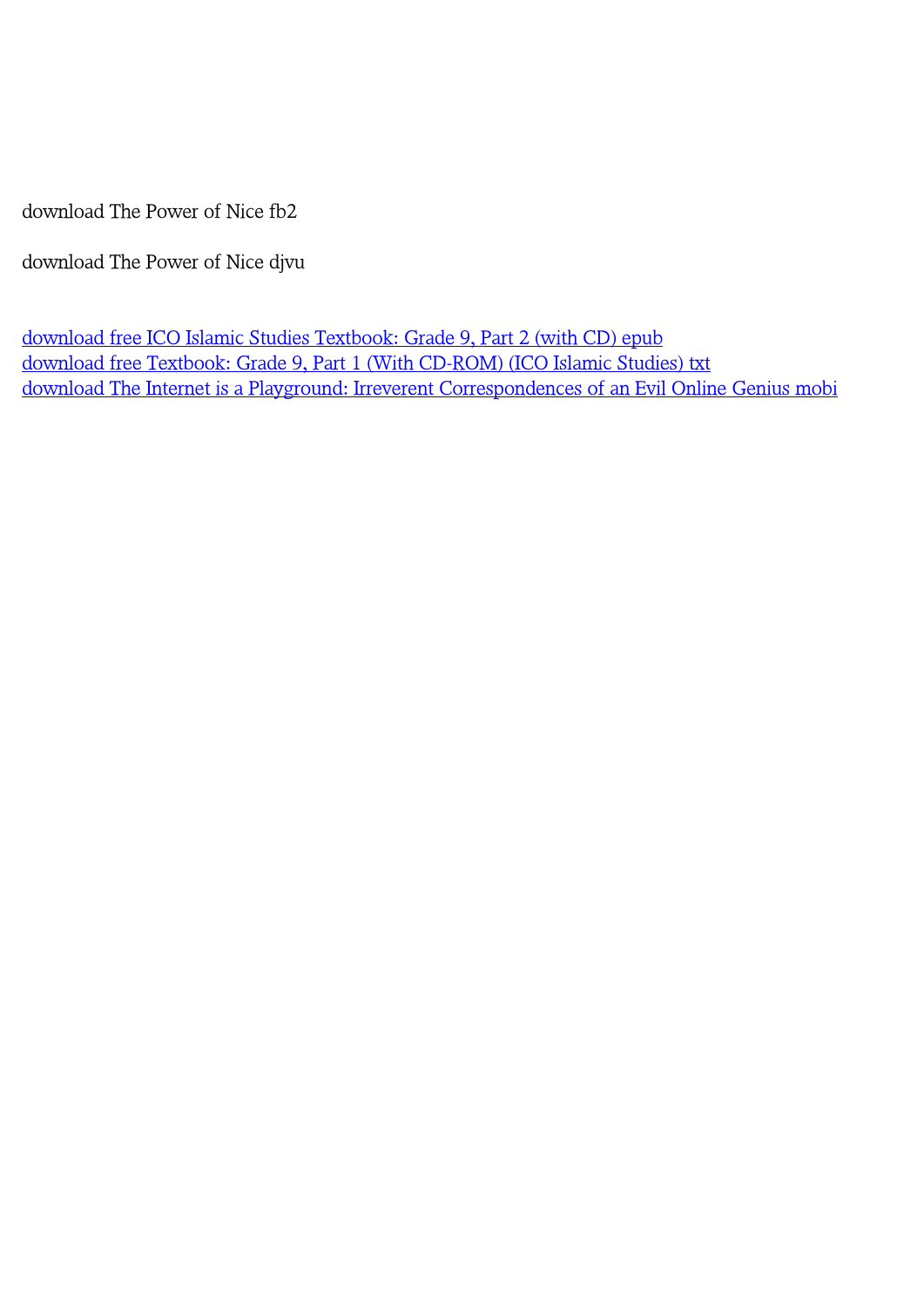download The Power of Nice fb2

download The Power of Nice djvu

download free ICO Islamic Studies Textbook: Grade 9, Part 2 (with CD) epub
download free Textbook: Grade 9, Part 1 (With CD-ROM) (ICO Islamic Studies) txt
download The Internet is a Playground: Irreverent Correspondences of an Evil Online Genius mobi